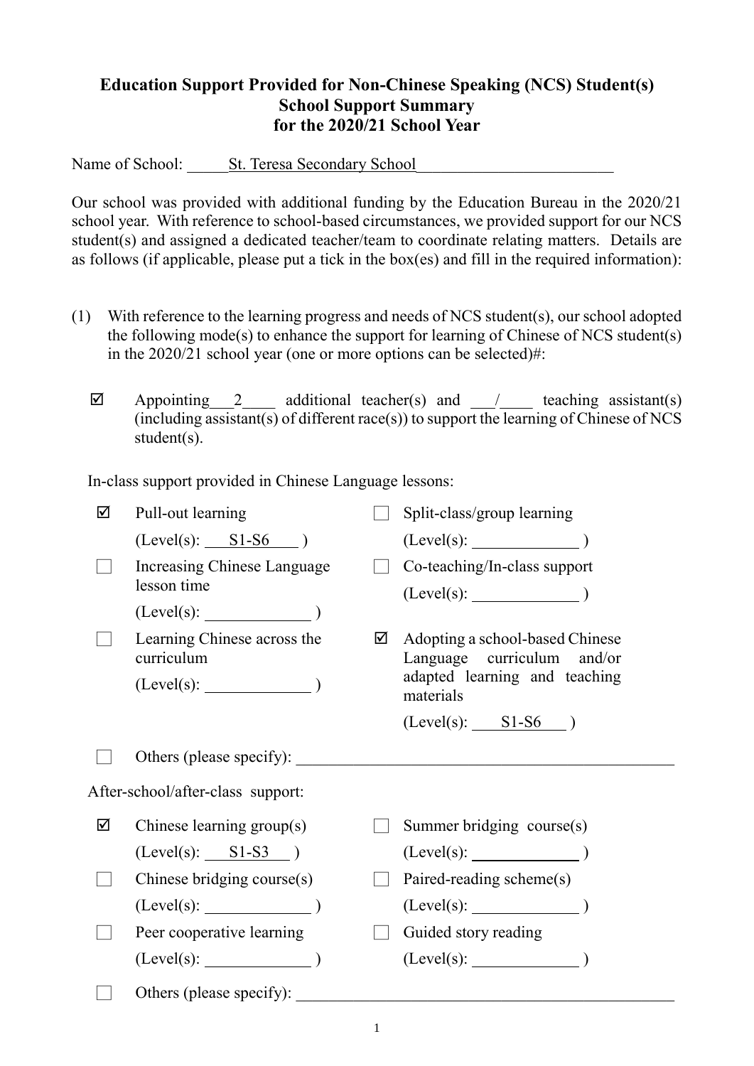**Education Support Provided for Non-Chinese Speaking (NCS) Student(s)**
**School Support Summary**
**for the 2020/21 School Year**

Name of School: St. Teresa Secondary School

Our school was provided with additional funding by the Education Bureau in the 2020/21 school year. With reference to school-based circumstances, we provided support for our NCS student(s) and assigned a dedicated teacher/team to coordinate relating matters. Details are as follows (if applicable, please put a tick in the box(es) and fill in the required information):

(1) With reference to the learning progress and needs of NCS student(s), our school adopted the following mode(s) to enhance the support for learning of Chinese of NCS student(s) in the 2020/21 school year (one or more options can be selected)#:

☑ Appointing 2 additional teacher(s) and / teaching assistant(s) (including assistant(s) of different race(s)) to support the learning of Chinese of NCS student(s).

In-class support provided in Chinese Language lessons:

☑ Pull-out learning (Level(s): S1-S6 )

☐ Split-class/group learning (Level(s): ______ )

☐ Increasing Chinese Language lesson time (Level(s): ______ )

☐ Co-teaching/In-class support (Level(s): ______ )

☐ Learning Chinese across the curriculum (Level(s): ______ )

☑ Adopting a school-based Chinese Language curriculum and/or adapted learning and teaching materials (Level(s): S1-S6 )

☐ Others (please specify): ______

After-school/after-class support:

☑ Chinese learning group(s) (Level(s): S1-S3 )

☐ Summer bridging course(s) (Level(s): ______ )

☐ Chinese bridging course(s) (Level(s): ______ )

☐ Paired-reading scheme(s) (Level(s): ______ )

☐ Peer cooperative learning (Level(s): ______ )

☐ Guided story reading (Level(s): ______ )

☐ Others (please specify): ______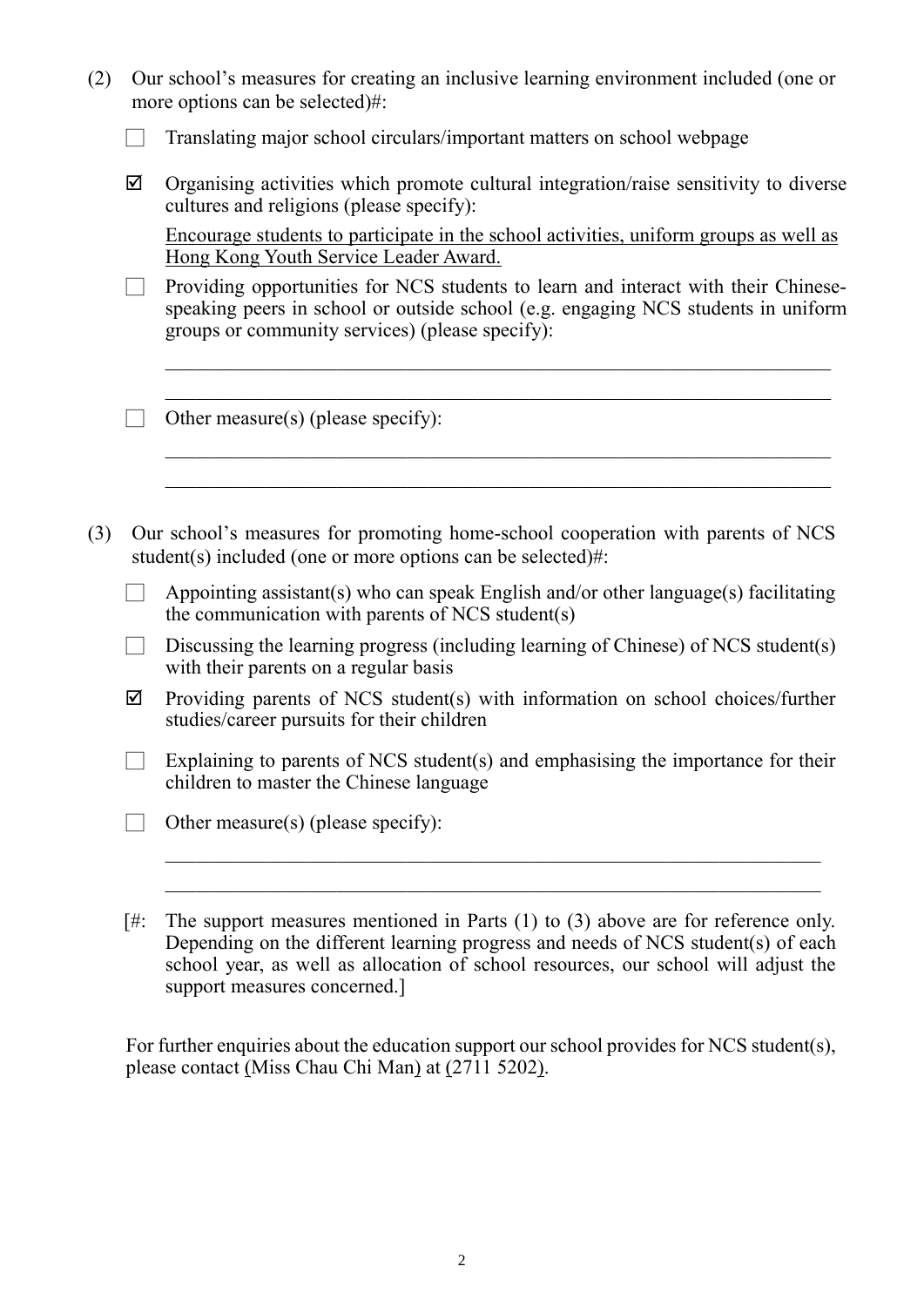(2) Our school's measures for creating an inclusive learning environment included (one or more options can be selected)#:

- ☐ Translating major school circulars/important matters on school webpage
- ☑ Organising activities which promote cultural integration/raise sensitivity to diverse cultures and religions (please specify):

  Encourage students to participate in the school activities, uniform groups as well as Hong Kong Youth Service Leader Award.

- ☐ Providing opportunities for NCS students to learn and interact with their Chinese-speaking peers in school or outside school (e.g. engaging NCS students in uniform groups or community services) (please specify):

  ______________________________________________________________

  ______________________________________________________________

- ☐ Other measure(s) (please specify):

  ______________________________________________________________

  ______________________________________________________________

(3) Our school's measures for promoting home-school cooperation with parents of NCS student(s) included (one or more options can be selected)#:

- ☐ Appointing assistant(s) who can speak English and/or other language(s) facilitating the communication with parents of NCS student(s)
- ☐ Discussing the learning progress (including learning of Chinese) of NCS student(s) with their parents on a regular basis
- ☑ Providing parents of NCS student(s) with information on school choices/further studies/career pursuits for their children
- ☐ Explaining to parents of NCS student(s) and emphasising the importance for their children to master the Chinese language
- ☐ Other measure(s) (please specify):

  ______________________________________________________________

  ______________________________________________________________

[#: The support measures mentioned in Parts (1) to (3) above are for reference only. Depending on the different learning progress and needs of NCS student(s) of each school year, as well as allocation of school resources, our school will adjust the support measures concerned.]

For further enquiries about the education support our school provides for NCS student(s), please contact (Miss Chau Chi Man) at (2711 5202).